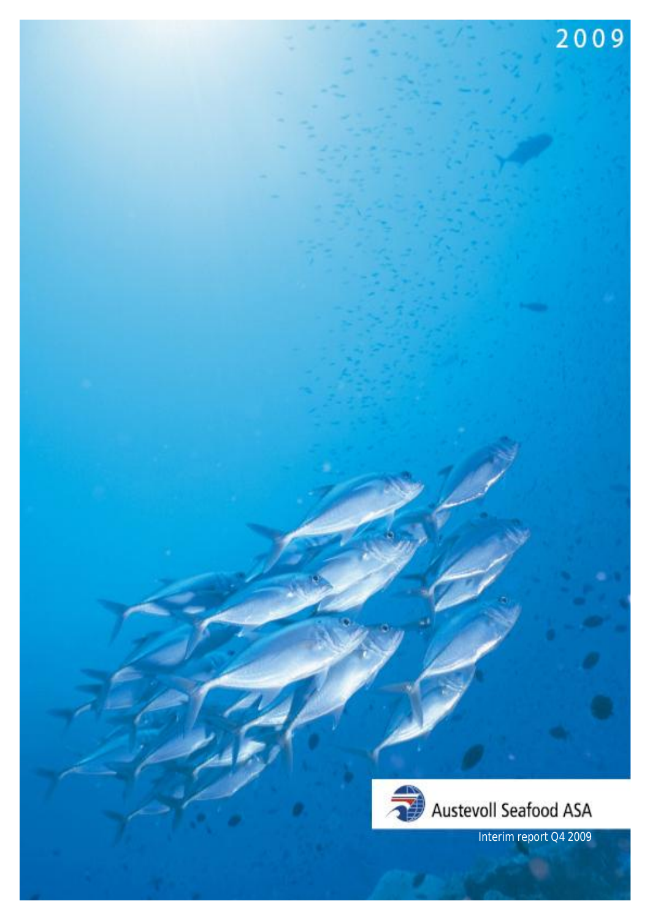2009

Austevoll Seafood ASA

Interim report Q4 2009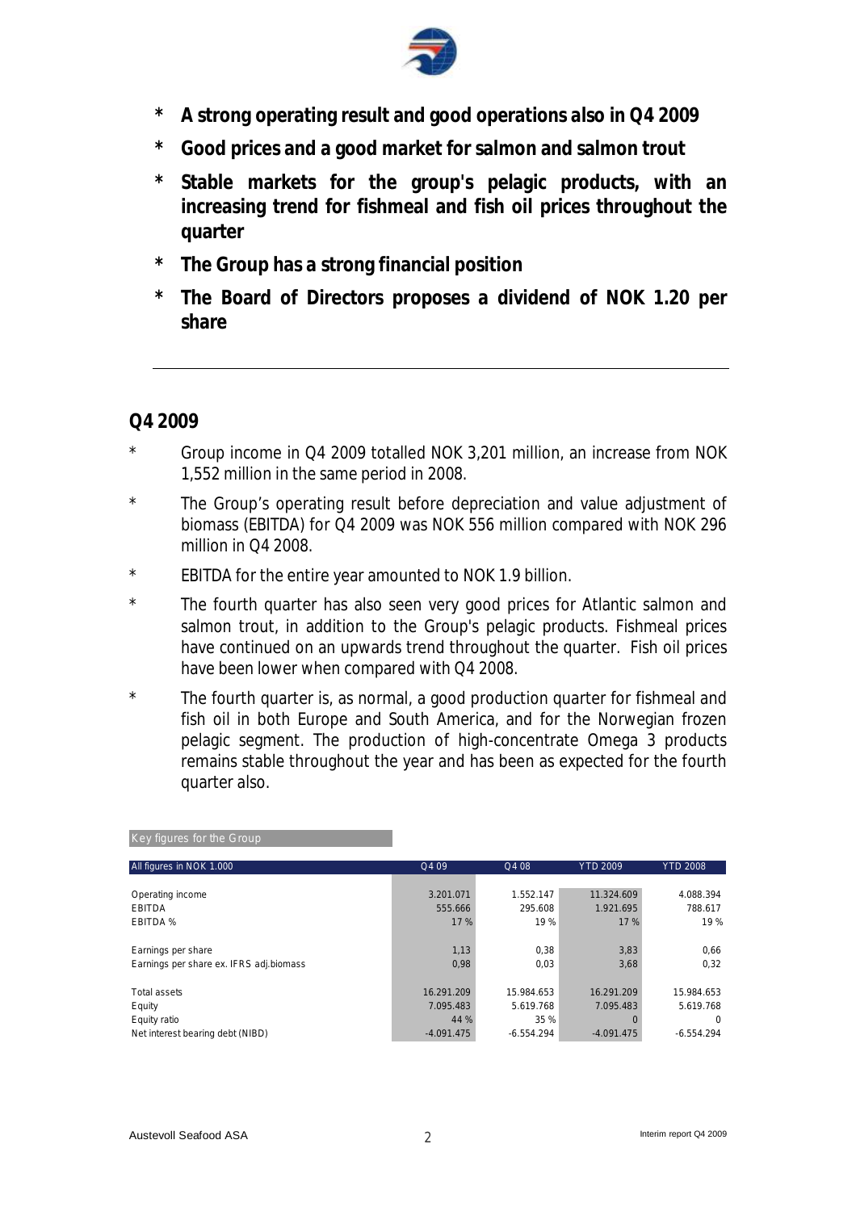- **A strong operating result and good operations also in Q4 2009**
- **Good prices and a good market for salmon and salmon trout**
- **Stable markets for the group's pelagic products, with an increasing trend for fishmeal and fish oil prices throughout the quarter**
- **The Group has a strong financial position**
- **The Board of Directors proposes a dividend of NOK 1.20 per share**

---

## Q4 2009

- Group income in Q4 2009 totalled NOK 3,201 million, an increase from NOK 1,552 million in the same period in 2008.
- The Group's operating result before depreciation and value adjustment of biomass (EBITDA) for Q4 2009 was NOK 556 million compared with NOK 296 million in Q4 2008.
- EBITDA for the entire year amounted to NOK 1.9 billion.
- The fourth quarter has also seen very good prices for Atlantic salmon and salmon trout, in addition to the Group's pelagic products. Fishmeal prices have continued on an upwards trend throughout the quarter. Fish oil prices have been lower when compared with Q4 2008.
- The fourth quarter is, as normal, a good production quarter for fishmeal and fish oil in both Europe and South America, and for the Norwegian frozen pelagic segment. The production of high-concentrate Omega 3 products remains stable throughout the year and has been as expected for the fourth quarter also.

Key figures for the Group

| All figures in NOK 1.000 | Q4 09 | Q4 08 | YTD 2009 | YTD 2008 |
|---|---|---|---|---|
| Operating income | 3.201.071 | 1.552.147 | 11.324.609 | 4.088.394 |
| EBITDA | 555.666 | 295.608 | 1.921.695 | 788.617 |
| EBITDA % | 17 % | 19 % | 17 % | 19 % |
| | | | | |
| Earnings per share | 1,13 | 0,38 | 3,83 | 0,66 |
| Earnings per share ex. IFRS adj.biomass | 0,98 | 0,03 | 3,68 | 0,32 |
| | | | | |
| Total assets | 16.291.209 | 15.984.653 | 16.291.209 | 15.984.653 |
| Equity | 7.095.483 | 5.619.768 | 7.095.483 | 5.619.768 |
| Equity ratio | 44 % | 35 % | 0 | 0 |
| Net interest bearing debt (NIBD) | -4.091.475 | -6.554.294 | -4.091.475 | -6.554.294 |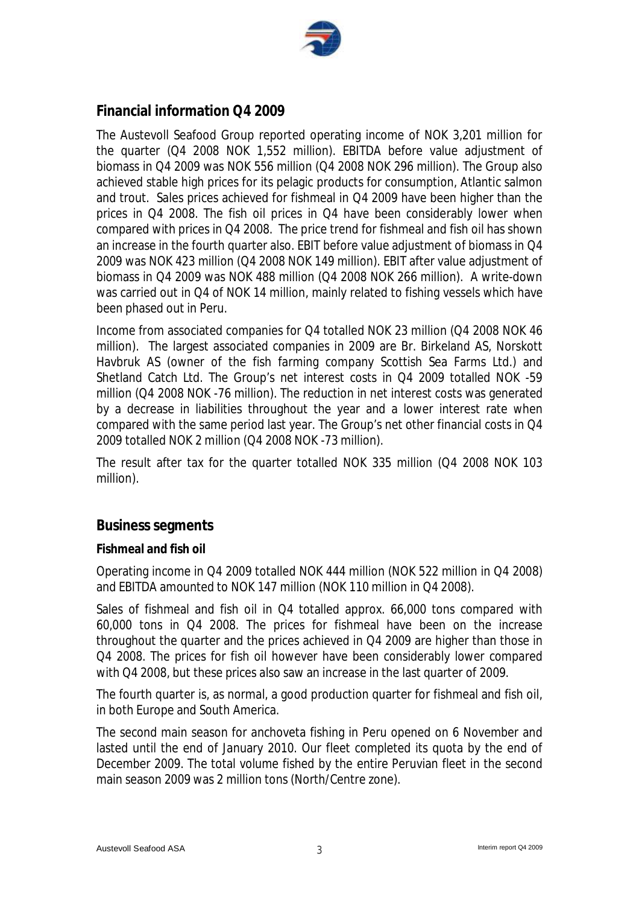## Financial information Q4 2009

The Austevoll Seafood Group reported operating income of NOK 3,201 million for the quarter (Q4 2008 NOK 1,552 million). EBITDA before value adjustment of biomass in Q4 2009 was NOK 556 million (Q4 2008 NOK 296 million). The Group also achieved stable high prices for its pelagic products for consumption, Atlantic salmon and trout. Sales prices achieved for fishmeal in Q4 2009 have been higher than the prices in Q4 2008. The fish oil prices in Q4 have been considerably lower when compared with prices in Q4 2008. The price trend for fishmeal and fish oil has shown an increase in the fourth quarter also. EBIT before value adjustment of biomass in Q4 2009 was NOK 423 million (Q4 2008 NOK 149 million). EBIT after value adjustment of biomass in Q4 2009 was NOK 488 million (Q4 2008 NOK 266 million). A write-down was carried out in Q4 of NOK 14 million, mainly related to fishing vessels which have been phased out in Peru.

Income from associated companies for Q4 totalled NOK 23 million (Q4 2008 NOK 46 million). The largest associated companies in 2009 are Br. Birkeland AS, Norskott Havbruk AS (owner of the fish farming company Scottish Sea Farms Ltd.) and Shetland Catch Ltd. The Group's net interest costs in Q4 2009 totalled NOK -59 million (Q4 2008 NOK -76 million). The reduction in net interest costs was generated by a decrease in liabilities throughout the year and a lower interest rate when compared with the same period last year. The Group's net other financial costs in Q4 2009 totalled NOK 2 million (Q4 2008 NOK -73 million).

The result after tax for the quarter totalled NOK 335 million (Q4 2008 NOK 103 million).

## Business segments

### Fishmeal and fish oil

Operating income in Q4 2009 totalled NOK 444 million (NOK 522 million in Q4 2008) and EBITDA amounted to NOK 147 million (NOK 110 million in Q4 2008).

Sales of fishmeal and fish oil in Q4 totalled approx. 66,000 tons compared with 60,000 tons in Q4 2008. The prices for fishmeal have been on the increase throughout the quarter and the prices achieved in Q4 2009 are higher than those in Q4 2008. The prices for fish oil however have been considerably lower compared with Q4 2008, but these prices also saw an increase in the last quarter of 2009.

The fourth quarter is, as normal, a good production quarter for fishmeal and fish oil, in both Europe and South America.

The second main season for anchoveta fishing in Peru opened on 6 November and lasted until the end of January 2010. Our fleet completed its quota by the end of December 2009. The total volume fished by the entire Peruvian fleet in the second main season 2009 was 2 million tons (North/Centre zone).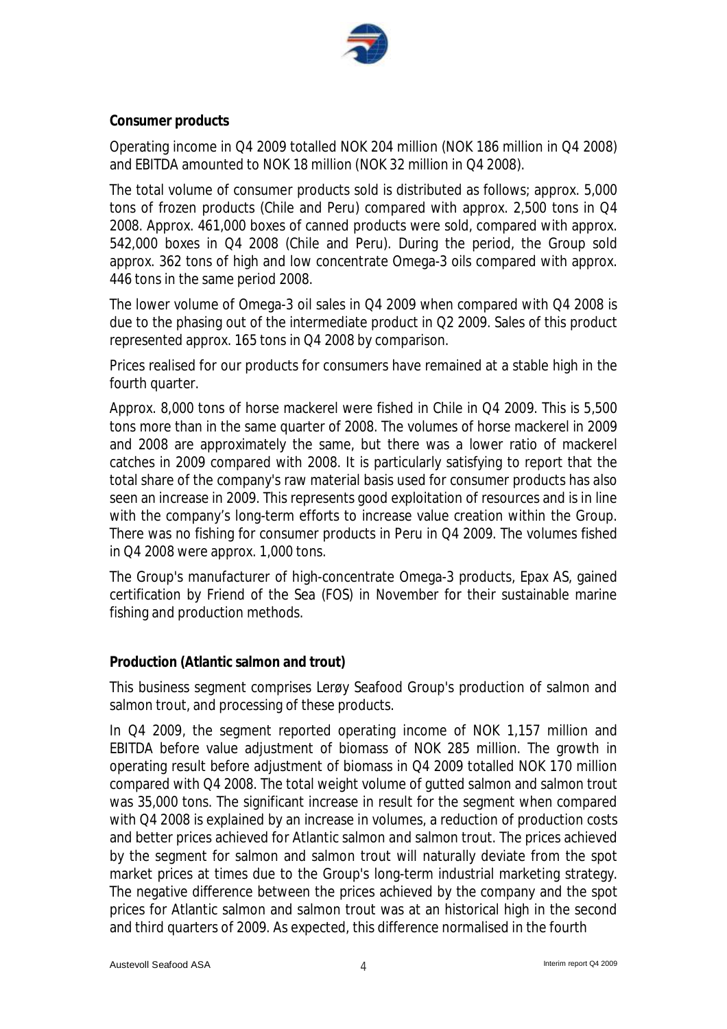**Consumer products**

Operating income in Q4 2009 totalled NOK 204 million (NOK 186 million in Q4 2008) and EBITDA amounted to NOK 18 million (NOK 32 million in Q4 2008).

The total volume of consumer products sold is distributed as follows; approx. 5,000 tons of frozen products (Chile and Peru) compared with approx. 2,500 tons in Q4 2008. Approx. 461,000 boxes of canned products were sold, compared with approx. 542,000 boxes in Q4 2008 (Chile and Peru). During the period, the Group sold approx. 362 tons of high and low concentrate Omega-3 oils compared with approx. 446 tons in the same period 2008.

The lower volume of Omega-3 oil sales in Q4 2009 when compared with Q4 2008 is due to the phasing out of the intermediate product in Q2 2009. Sales of this product represented approx. 165 tons in Q4 2008 by comparison.

Prices realised for our products for consumers have remained at a stable high in the fourth quarter.

Approx. 8,000 tons of horse mackerel were fished in Chile in Q4 2009. This is 5,500 tons more than in the same quarter of 2008. The volumes of horse mackerel in 2009 and 2008 are approximately the same, but there was a lower ratio of mackerel catches in 2009 compared with 2008. It is particularly satisfying to report that the total share of the company's raw material basis used for consumer products has also seen an increase in 2009. This represents good exploitation of resources and is in line with the company's long-term efforts to increase value creation within the Group. There was no fishing for consumer products in Peru in Q4 2009. The volumes fished in Q4 2008 were approx. 1,000 tons.

The Group's manufacturer of high-concentrate Omega-3 products, Epax AS, gained certification by Friend of the Sea (FOS) in November for their sustainable marine fishing and production methods.

**Production (Atlantic salmon and trout)**

This business segment comprises Lerøy Seafood Group's production of salmon and salmon trout, and processing of these products.

In Q4 2009, the segment reported operating income of NOK 1,157 million and EBITDA before value adjustment of biomass of NOK 285 million. The growth in operating result before adjustment of biomass in Q4 2009 totalled NOK 170 million compared with Q4 2008. The total weight volume of gutted salmon and salmon trout was 35,000 tons. The significant increase in result for the segment when compared with Q4 2008 is explained by an increase in volumes, a reduction of production costs and better prices achieved for Atlantic salmon and salmon trout. The prices achieved by the segment for salmon and salmon trout will naturally deviate from the spot market prices at times due to the Group's long-term industrial marketing strategy. The negative difference between the prices achieved by the company and the spot prices for Atlantic salmon and salmon trout was at an historical high in the second and third quarters of 2009. As expected, this difference normalised in the fourth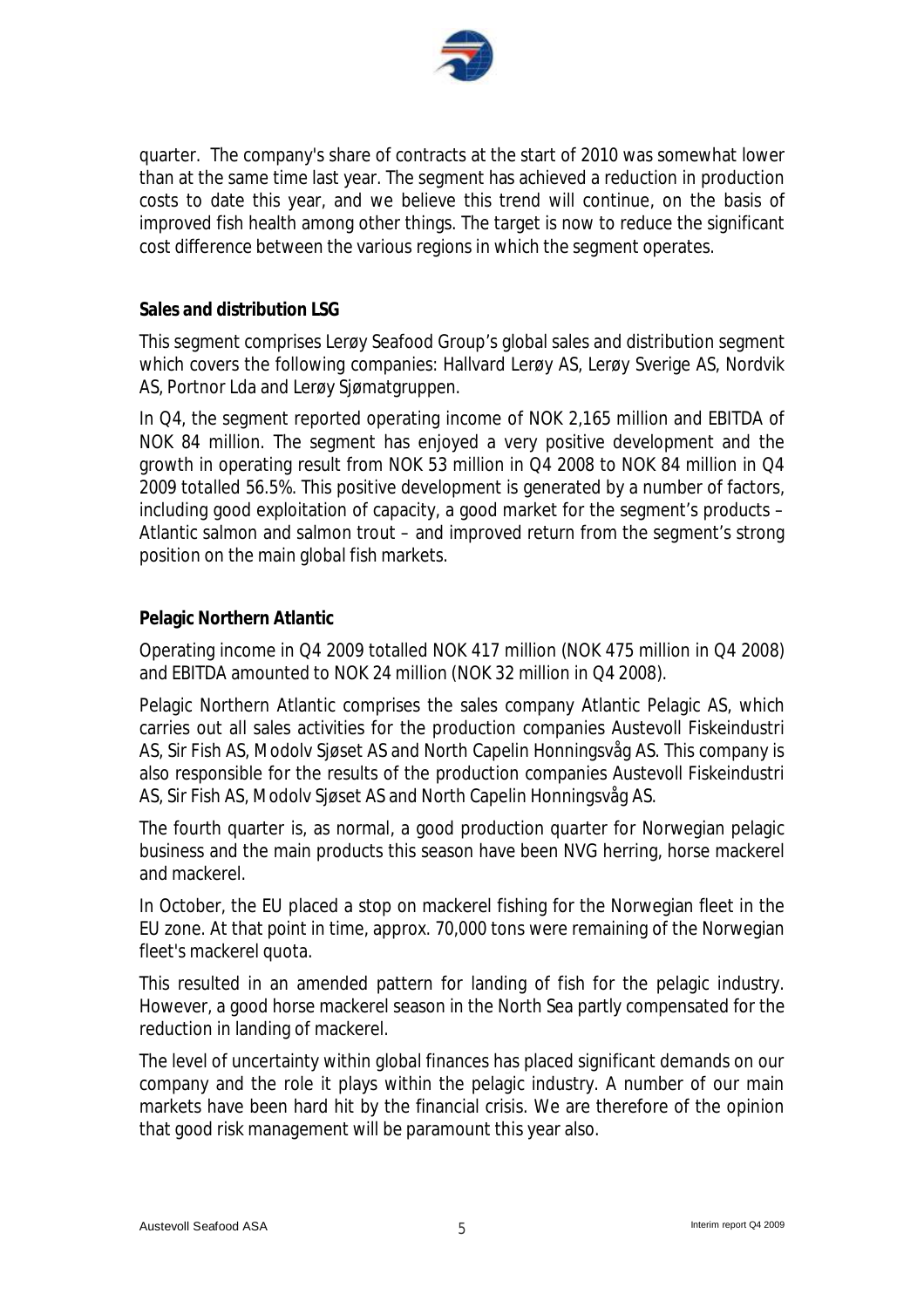quarter. The company's share of contracts at the start of 2010 was somewhat lower than at the same time last year. The segment has achieved a reduction in production costs to date this year, and we believe this trend will continue, on the basis of improved fish health among other things. The target is now to reduce the significant cost difference between the various regions in which the segment operates.

**Sales and distribution LSG**

This segment comprises Lerøy Seafood Group's global sales and distribution segment which covers the following companies: Hallvard Lerøy AS, Lerøy Sverige AS, Nordvik AS, Portnor Lda and Lerøy Sjømatgruppen.

In Q4, the segment reported operating income of NOK 2,165 million and EBITDA of NOK 84 million. The segment has enjoyed a very positive development and the growth in operating result from NOK 53 million in Q4 2008 to NOK 84 million in Q4 2009 totalled 56.5%. This positive development is generated by a number of factors, including good exploitation of capacity, a good market for the segment's products – Atlantic salmon and salmon trout – and improved return from the segment's strong position on the main global fish markets.

**Pelagic Northern Atlantic**

Operating income in Q4 2009 totalled NOK 417 million (NOK 475 million in Q4 2008) and EBITDA amounted to NOK 24 million (NOK 32 million in Q4 2008).

Pelagic Northern Atlantic comprises the sales company Atlantic Pelagic AS, which carries out all sales activities for the production companies Austevoll Fiskeindustri AS, Sir Fish AS, Modolv Sjøset AS and North Capelin Honningsvåg AS. This company is also responsible for the results of the production companies Austevoll Fiskeindustri AS, Sir Fish AS, Modolv Sjøset AS and North Capelin Honningsvåg AS.

The fourth quarter is, as normal, a good production quarter for Norwegian pelagic business and the main products this season have been NVG herring, horse mackerel and mackerel.

In October, the EU placed a stop on mackerel fishing for the Norwegian fleet in the EU zone. At that point in time, approx. 70,000 tons were remaining of the Norwegian fleet's mackerel quota.

This resulted in an amended pattern for landing of fish for the pelagic industry. However, a good horse mackerel season in the North Sea partly compensated for the reduction in landing of mackerel.

The level of uncertainty within global finances has placed significant demands on our company and the role it plays within the pelagic industry. A number of our main markets have been hard hit by the financial crisis. We are therefore of the opinion that good risk management will be paramount this year also.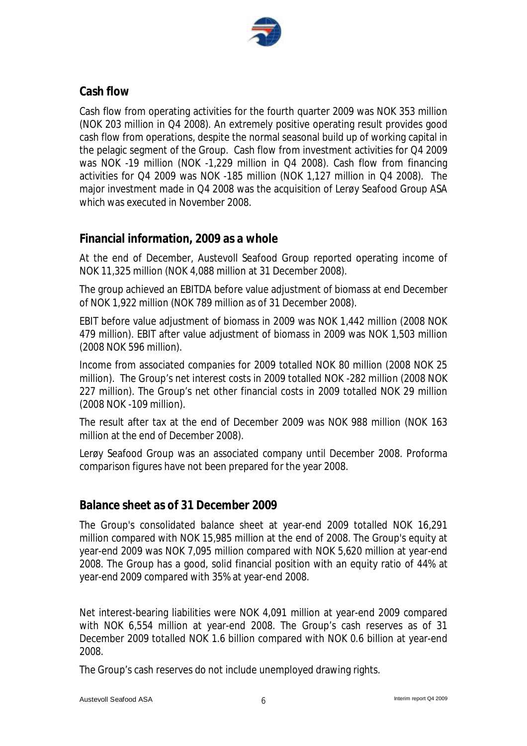## Cash flow

Cash flow from operating activities for the fourth quarter 2009 was NOK 353 million (NOK 203 million in Q4 2008). An extremely positive operating result provides good cash flow from operations, despite the normal seasonal build up of working capital in the pelagic segment of the Group. Cash flow from investment activities for Q4 2009 was NOK -19 million (NOK -1,229 million in Q4 2008). Cash flow from financing activities for Q4 2009 was NOK -185 million (NOK 1,127 million in Q4 2008). The major investment made in Q4 2008 was the acquisition of Lerøy Seafood Group ASA which was executed in November 2008.

## Financial information, 2009 as a whole

At the end of December, Austevoll Seafood Group reported operating income of NOK 11,325 million (NOK 4,088 million at 31 December 2008).

The group achieved an EBITDA before value adjustment of biomass at end December of NOK 1,922 million (NOK 789 million as of 31 December 2008).

EBIT before value adjustment of biomass in 2009 was NOK 1,442 million (2008 NOK 479 million). EBIT after value adjustment of biomass in 2009 was NOK 1,503 million (2008 NOK 596 million).

Income from associated companies for 2009 totalled NOK 80 million (2008 NOK 25 million). The Group's net interest costs in 2009 totalled NOK -282 million (2008 NOK 227 million). The Group's net other financial costs in 2009 totalled NOK 29 million (2008 NOK -109 million).

The result after tax at the end of December 2009 was NOK 988 million (NOK 163 million at the end of December 2008).

Lerøy Seafood Group was an associated company until December 2008. Proforma comparison figures have not been prepared for the year 2008.

## Balance sheet as of 31 December 2009

The Group's consolidated balance sheet at year-end 2009 totalled NOK 16,291 million compared with NOK 15,985 million at the end of 2008. The Group's equity at year-end 2009 was NOK 7,095 million compared with NOK 5,620 million at year-end 2008. The Group has a good, solid financial position with an equity ratio of 44% at year-end 2009 compared with 35% at year-end 2008.

Net interest-bearing liabilities were NOK 4,091 million at year-end 2009 compared with NOK 6,554 million at year-end 2008. The Group's cash reserves as of 31 December 2009 totalled NOK 1.6 billion compared with NOK 0.6 billion at year-end 2008.

The Group's cash reserves do not include unemployed drawing rights.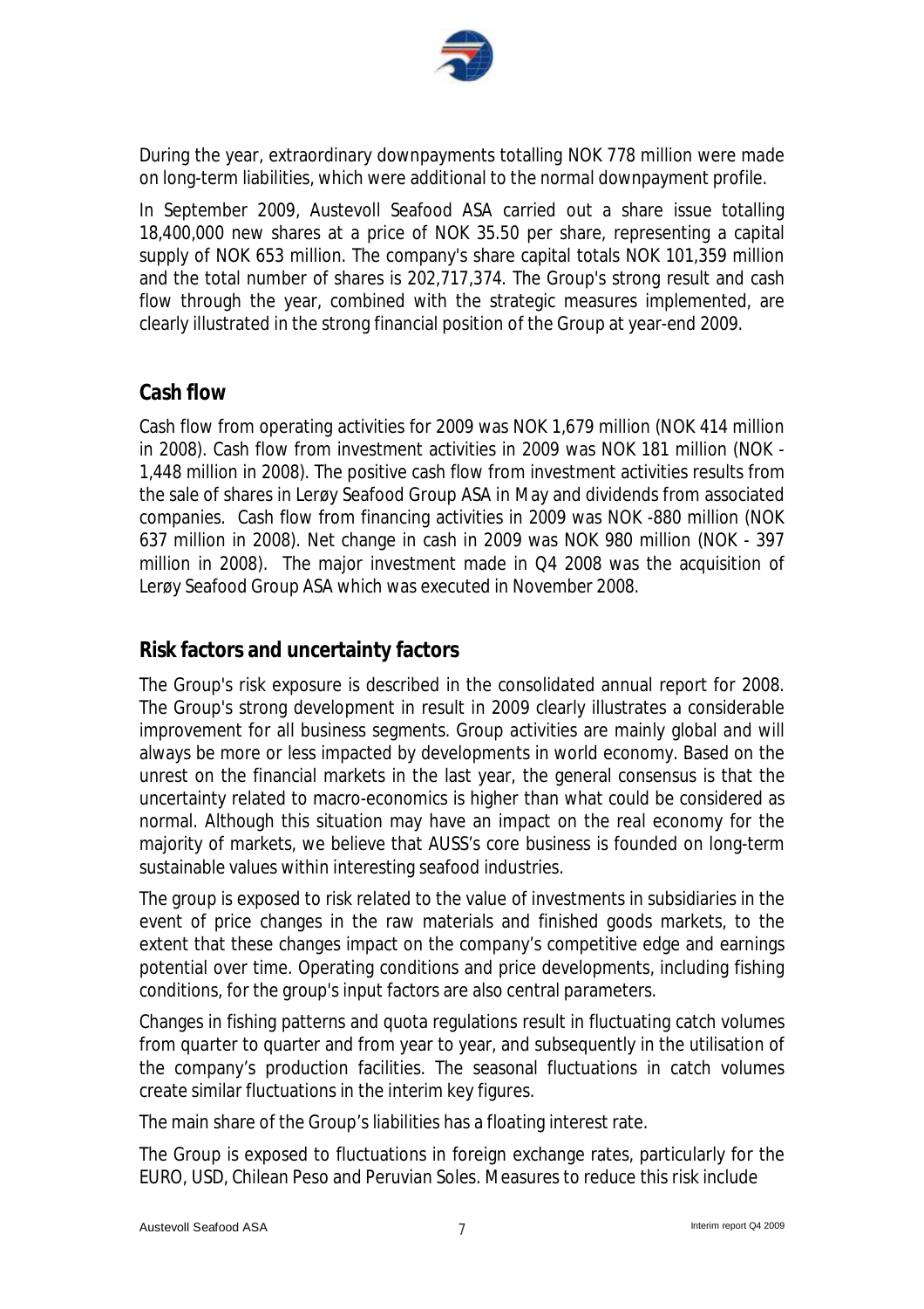During the year, extraordinary downpayments totalling NOK 778 million were made on long-term liabilities, which were additional to the normal downpayment profile.

In September 2009, Austevoll Seafood ASA carried out a share issue totalling 18,400,000 new shares at a price of NOK 35.50 per share, representing a capital supply of NOK 653 million. The company's share capital totals NOK 101,359 million and the total number of shares is 202,717,374. The Group's strong result and cash flow through the year, combined with the strategic measures implemented, are clearly illustrated in the strong financial position of the Group at year-end 2009.

## Cash flow

Cash flow from operating activities for 2009 was NOK 1,679 million (NOK 414 million in 2008). Cash flow from investment activities in 2009 was NOK 181 million (NOK -1,448 million in 2008). The positive cash flow from investment activities results from the sale of shares in Lerøy Seafood Group ASA in May and dividends from associated companies. Cash flow from financing activities in 2009 was NOK -880 million (NOK 637 million in 2008). Net change in cash in 2009 was NOK 980 million (NOK - 397 million in 2008). The major investment made in Q4 2008 was the acquisition of Lerøy Seafood Group ASA which was executed in November 2008.

## Risk factors and uncertainty factors

The Group's risk exposure is described in the consolidated annual report for 2008. The Group's strong development in result in 2009 clearly illustrates a considerable improvement for all business segments. Group activities are mainly global and will always be more or less impacted by developments in world economy. Based on the unrest on the financial markets in the last year, the general consensus is that the uncertainty related to macro-economics is higher than what could be considered as normal. Although this situation may have an impact on the real economy for the majority of markets, we believe that AUSS's core business is founded on long-term sustainable values within interesting seafood industries.

The group is exposed to risk related to the value of investments in subsidiaries in the event of price changes in the raw materials and finished goods markets, to the extent that these changes impact on the company's competitive edge and earnings potential over time. Operating conditions and price developments, including fishing conditions, for the group's input factors are also central parameters.

Changes in fishing patterns and quota regulations result in fluctuating catch volumes from quarter to quarter and from year to year, and subsequently in the utilisation of the company's production facilities. The seasonal fluctuations in catch volumes create similar fluctuations in the interim key figures.

The main share of the Group's liabilities has a floating interest rate.

The Group is exposed to fluctuations in foreign exchange rates, particularly for the EURO, USD, Chilean Peso and Peruvian Soles. Measures to reduce this risk include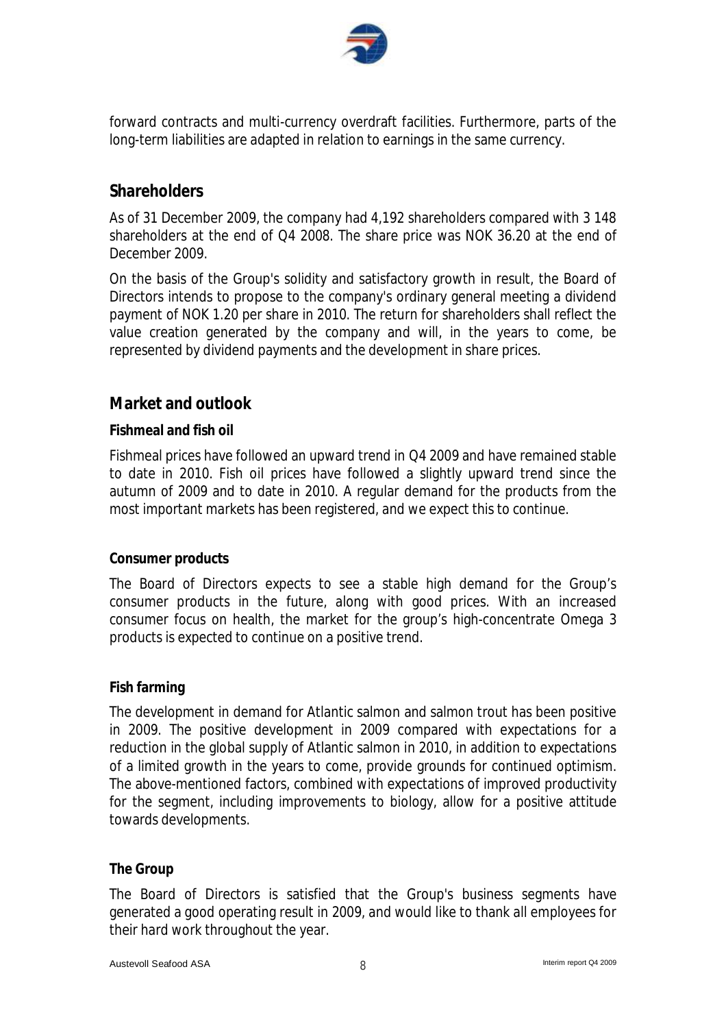forward contracts and multi-currency overdraft facilities. Furthermore, parts of the long-term liabilities are adapted in relation to earnings in the same currency.

## Shareholders

As of 31 December 2009, the company had 4,192 shareholders compared with 3 148 shareholders at the end of Q4 2008. The share price was NOK 36.20 at the end of December 2009.

On the basis of the Group's solidity and satisfactory growth in result, the Board of Directors intends to propose to the company's ordinary general meeting a dividend payment of NOK 1.20 per share in 2010. The return for shareholders shall reflect the value creation generated by the company and will, in the years to come, be represented by dividend payments and the development in share prices.

## Market and outlook

### Fishmeal and fish oil

Fishmeal prices have followed an upward trend in Q4 2009 and have remained stable to date in 2010. Fish oil prices have followed a slightly upward trend since the autumn of 2009 and to date in 2010. A regular demand for the products from the most important markets has been registered, and we expect this to continue.

### Consumer products

The Board of Directors expects to see a stable high demand for the Group's consumer products in the future, along with good prices. With an increased consumer focus on health, the market for the group's high-concentrate Omega 3 products is expected to continue on a positive trend.

### Fish farming

The development in demand for Atlantic salmon and salmon trout has been positive in 2009. The positive development in 2009 compared with expectations for a reduction in the global supply of Atlantic salmon in 2010, in addition to expectations of a limited growth in the years to come, provide grounds for continued optimism. The above-mentioned factors, combined with expectations of improved productivity for the segment, including improvements to biology, allow for a positive attitude towards developments.

### The Group

The Board of Directors is satisfied that the Group's business segments have generated a good operating result in 2009, and would like to thank all employees for their hard work throughout the year.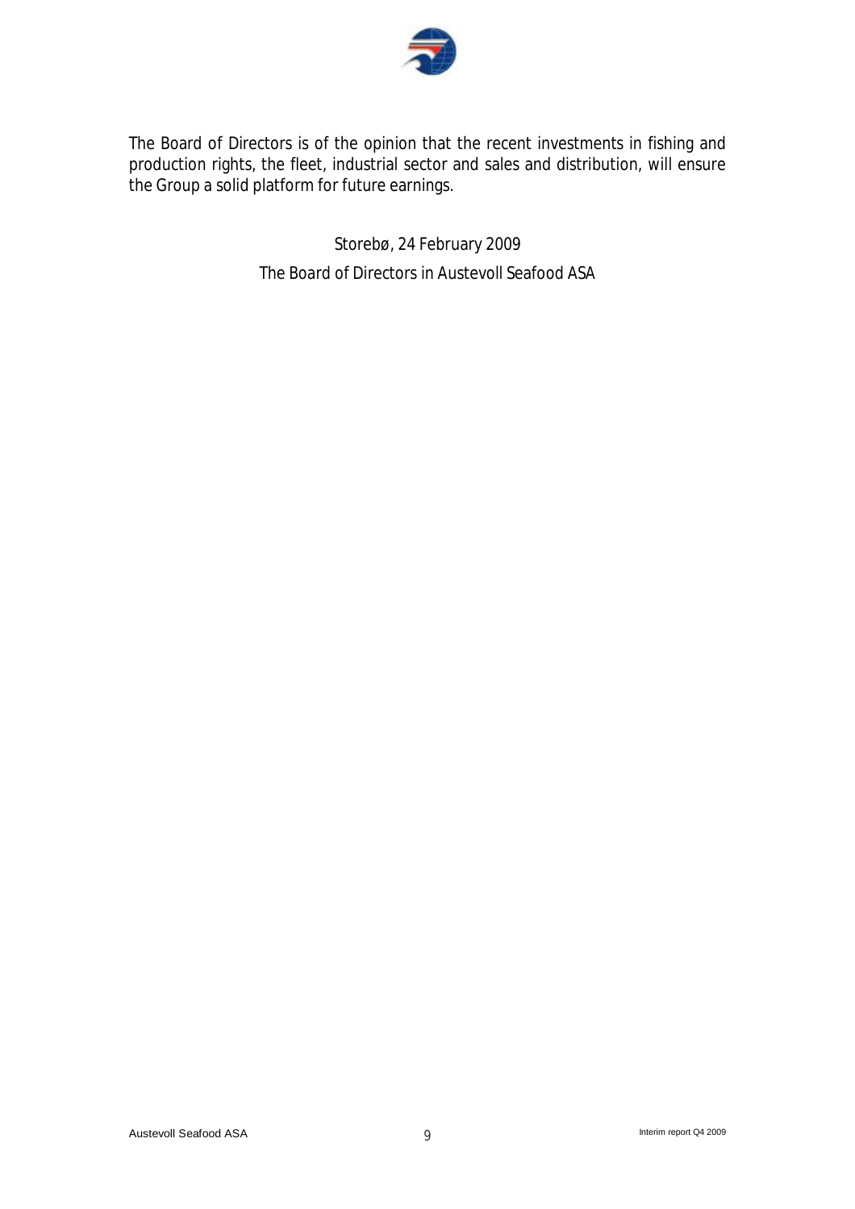The Board of Directors is of the opinion that the recent investments in fishing and production rights, the fleet, industrial sector and sales and distribution, will ensure the Group a solid platform for future earnings.

Storebø, 24 February 2009

The Board of Directors in Austevoll Seafood ASA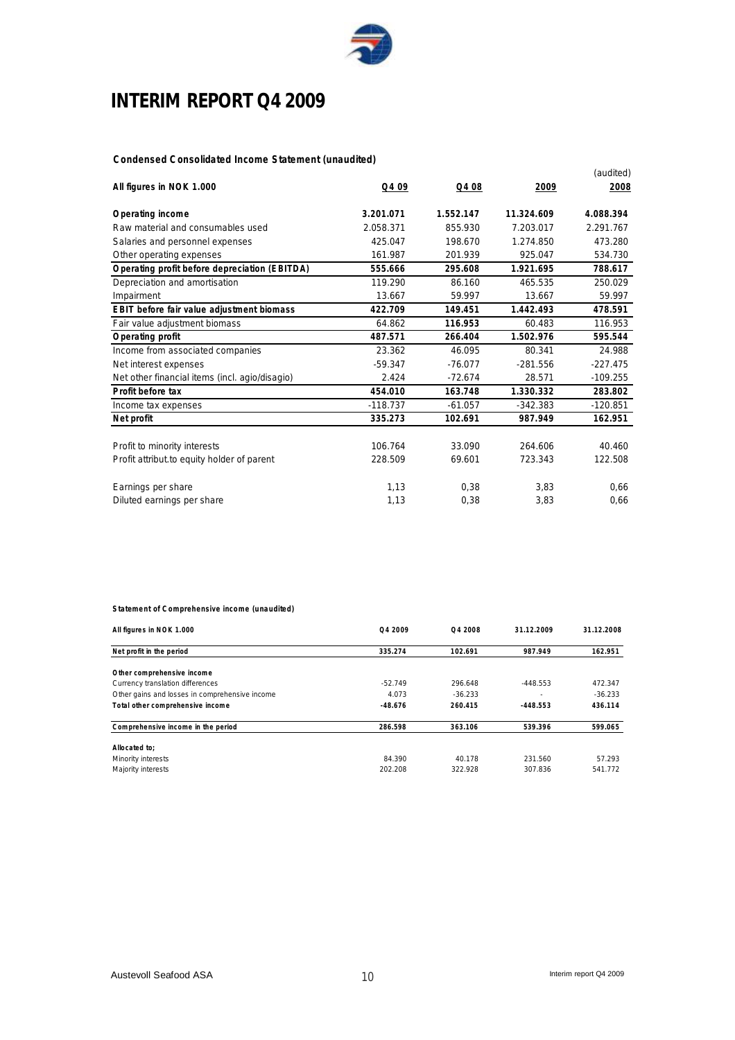# INTERIM REPORT Q4 2009

**Condensed Consolidated Income Statement (unaudited)**

| All figures in NOK 1.000 | Q4 09 | Q4 08 | 2009 | (audited) 2008 |
|---|---|---|---|---|
| **Operating income** | **3.201.071** | **1.552.147** | **11.324.609** | **4.088.394** |
| Raw material and consumables used | 2.058.371 | 855.930 | 7.203.017 | 2.291.767 |
| Salaries and personnel expenses | 425.047 | 198.670 | 1.274.850 | 473.280 |
| Other operating expenses | 161.987 | 201.939 | 925.047 | 534.730 |
| **Operating profit before depreciation (EBITDA)** | **555.666** | **295.608** | **1.921.695** | **788.617** |
| Depreciation and amortisation | 119.290 | 86.160 | 465.535 | 250.029 |
| Impairment | 13.667 | 59.997 | 13.667 | 59.997 |
| **EBIT before fair value adjustment biomass** | **422.709** | **149.451** | **1.442.493** | **478.591** |
| Fair value adjustment biomass | 64.862 | **116.953** | 60.483 | 116.953 |
| **Operating profit** | **487.571** | **266.404** | **1.502.976** | **595.544** |
| Income from associated companies | 23.362 | 46.095 | 80.341 | 24.988 |
| Net interest expenses | -59.347 | -76.077 | -281.556 | -227.475 |
| Net other financial items (incl. agio/disagio) | 2.424 | -72.674 | 28.571 | -109.255 |
| **Profit before tax** | **454.010** | **163.748** | **1.330.332** | **283.802** |
| Income tax expenses | -118.737 | -61.057 | -342.383 | -120.851 |
| **Net profit** | **335.273** | **102.691** | **987.949** | **162.951** |
| | | | | |
| Profit to minority interests | 106.764 | 33.090 | 264.606 | 40.460 |
| Profit attribut.to equity holder of parent | 228.509 | 69.601 | 723.343 | 122.508 |
| | | | | |
| Earnings per share | 1,13 | 0,38 | 3,83 | 0,66 |
| Diluted earnings per share | 1,13 | 0,38 | 3,83 | 0,66 |

**Statement of Comprehensive income (unaudited)**

| All figures in NOK 1.000 | Q4 2009 | Q4 2008 | 31.12.2009 | 31.12.2008 |
|---|---|---|---|---|
| **Net profit in the period** | **335.274** | **102.691** | **987.949** | **162.951** |
| | | | | |
| **Other comprehensive income** | | | | |
| Currency translation differences | -52.749 | 296.648 | -448.553 | 472.347 |
| Other gains and losses in comprehensive income | 4.073 | -36.233 | - | -36.233 |
| **Total other comprehensive income** | **-48.676** | **260.415** | **-448.553** | **436.114** |
| | | | | |
| **Comprehensive income in the period** | **286.598** | **363.106** | **539.396** | **599.065** |
| | | | | |
| **Allocated to;** | | | | |
| Minority interests | 84.390 | 40.178 | 231.560 | 57.293 |
| Majority interests | 202.208 | 322.928 | 307.836 | 541.772 |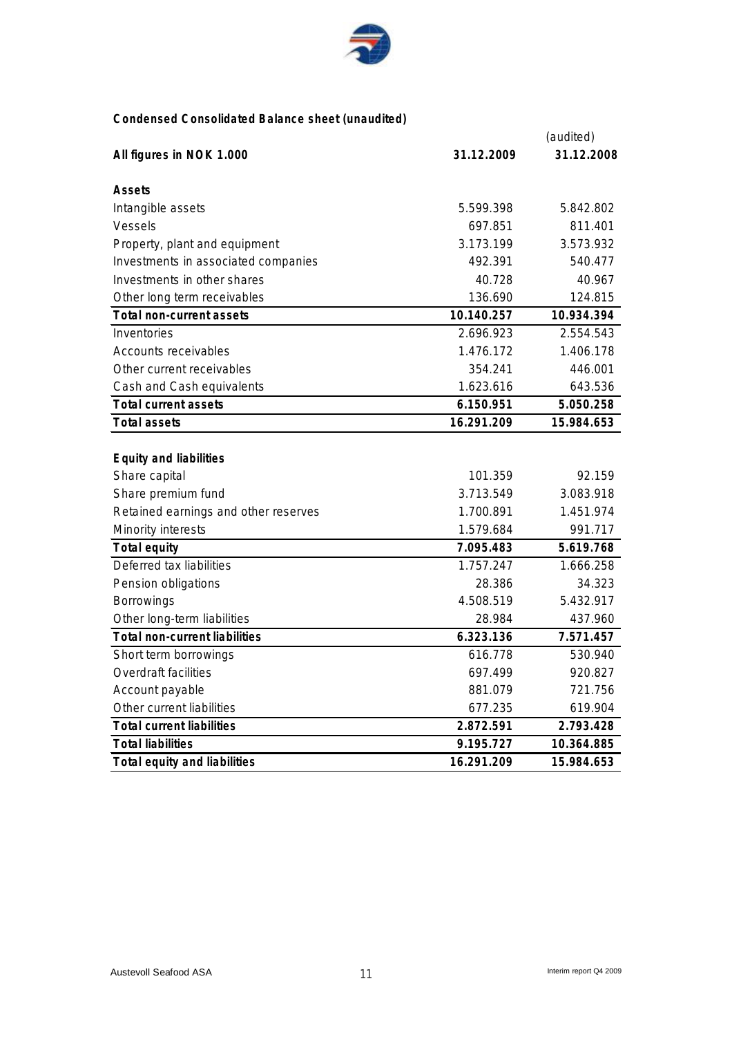## Condensed Consolidated Balance sheet (unaudited)

| All figures in NOK 1.000 | 31.12.2009 | (audited) 31.12.2008 |
|---|---|---|
| **Assets** | | |
| Intangible assets | 5.599.398 | 5.842.802 |
| Vessels | 697.851 | 811.401 |
| Property, plant and equipment | 3.173.199 | 3.573.932 |
| Investments in associated companies | 492.391 | 540.477 |
| Investments in other shares | 40.728 | 40.967 |
| Other long term receivables | 136.690 | 124.815 |
| **Total non-current assets** | **10.140.257** | **10.934.394** |
| Inventories | 2.696.923 | 2.554.543 |
| Accounts receivables | 1.476.172 | 1.406.178 |
| Other current receivables | 354.241 | 446.001 |
| Cash and Cash equivalents | 1.623.616 | 643.536 |
| **Total current assets** | **6.150.951** | **5.050.258** |
| **Total assets** | **16.291.209** | **15.984.653** |
| | | |
| **Equity and liabilities** | | |
| Share capital | 101.359 | 92.159 |
| Share premium fund | 3.713.549 | 3.083.918 |
| Retained earnings and other reserves | 1.700.891 | 1.451.974 |
| Minority interests | 1.579.684 | 991.717 |
| **Total equity** | **7.095.483** | **5.619.768** |
| Deferred tax liabilities | 1.757.247 | 1.666.258 |
| Pension obligations | 28.386 | 34.323 |
| Borrowings | 4.508.519 | 5.432.917 |
| Other long-term liabilities | 28.984 | 437.960 |
| **Total non-current liabilities** | **6.323.136** | **7.571.457** |
| Short term borrowings | 616.778 | 530.940 |
| Overdraft facilities | 697.499 | 920.827 |
| Account payable | 881.079 | 721.756 |
| Other current liabilities | 677.235 | 619.904 |
| **Total current liabilities** | **2.872.591** | **2.793.428** |
| **Total liabilities** | **9.195.727** | **10.364.885** |
| **Total equity and liabilities** | **16.291.209** | **15.984.653** |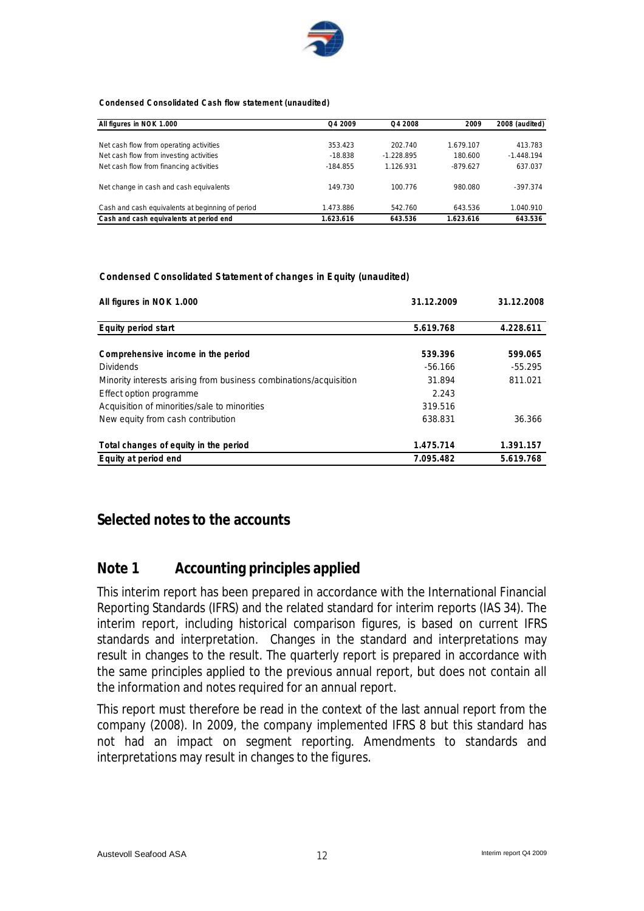**Condensed Consolidated Cash flow statement (unaudited)**

| All figures in NOK 1.000 | Q4 2009 | Q4 2008 | 2009 | 2008 (audited) |
|---|---|---|---|---|
| Net cash flow from operating activities | 353.423 | 202.740 | 1.679.107 | 413.783 |
| Net cash flow from investing activities | -18.838 | -1.228.895 | 180.600 | -1.448.194 |
| Net cash flow from financing activities | -184.855 | 1.126.931 | -879.627 | 637.037 |
| Net change in cash and cash equivalents | 149.730 | 100.776 | 980.080 | -397.374 |
| Cash and cash equivalents at beginning of period | 1.473.886 | 542.760 | 643.536 | 1.040.910 |
| **Cash and cash equivalents at period end** | **1.623.616** | **643.536** | **1.623.616** | **643.536** |

**Condensed Consolidated Statement of changes in Equity (unaudited)**

| All figures in NOK 1.000 | 31.12.2009 | 31.12.2008 |
|---|---|---|
| **Equity period start** | **5.619.768** | **4.228.611** |
| **Comprehensive income in the period** | **539.396** | **599.065** |
| Dividends | -56.166 | -55.295 |
| Minority interests arising from business combinations/acquisition | 31.894 | 811.021 |
| Effect option programme | 2.243 | |
| Acquisition of minorities/sale to minorities | 319.516 | |
| New equity from cash contribution | 638.831 | 36.366 |
| **Total changes of equity in the period** | **1.475.714** | **1.391.157** |
| **Equity at period end** | **7.095.482** | **5.619.768** |

# Selected notes to the accounts

## Note 1 Accounting principles applied

This interim report has been prepared in accordance with the International Financial Reporting Standards (IFRS) and the related standard for interim reports (IAS 34). The interim report, including historical comparison figures, is based on current IFRS standards and interpretation. Changes in the standard and interpretations may result in changes to the result. The quarterly report is prepared in accordance with the same principles applied to the previous annual report, but does not contain all the information and notes required for an annual report.

This report must therefore be read in the context of the last annual report from the company (2008). In 2009, the company implemented IFRS 8 but this standard has not had an impact on segment reporting. Amendments to standards and interpretations may result in changes to the figures.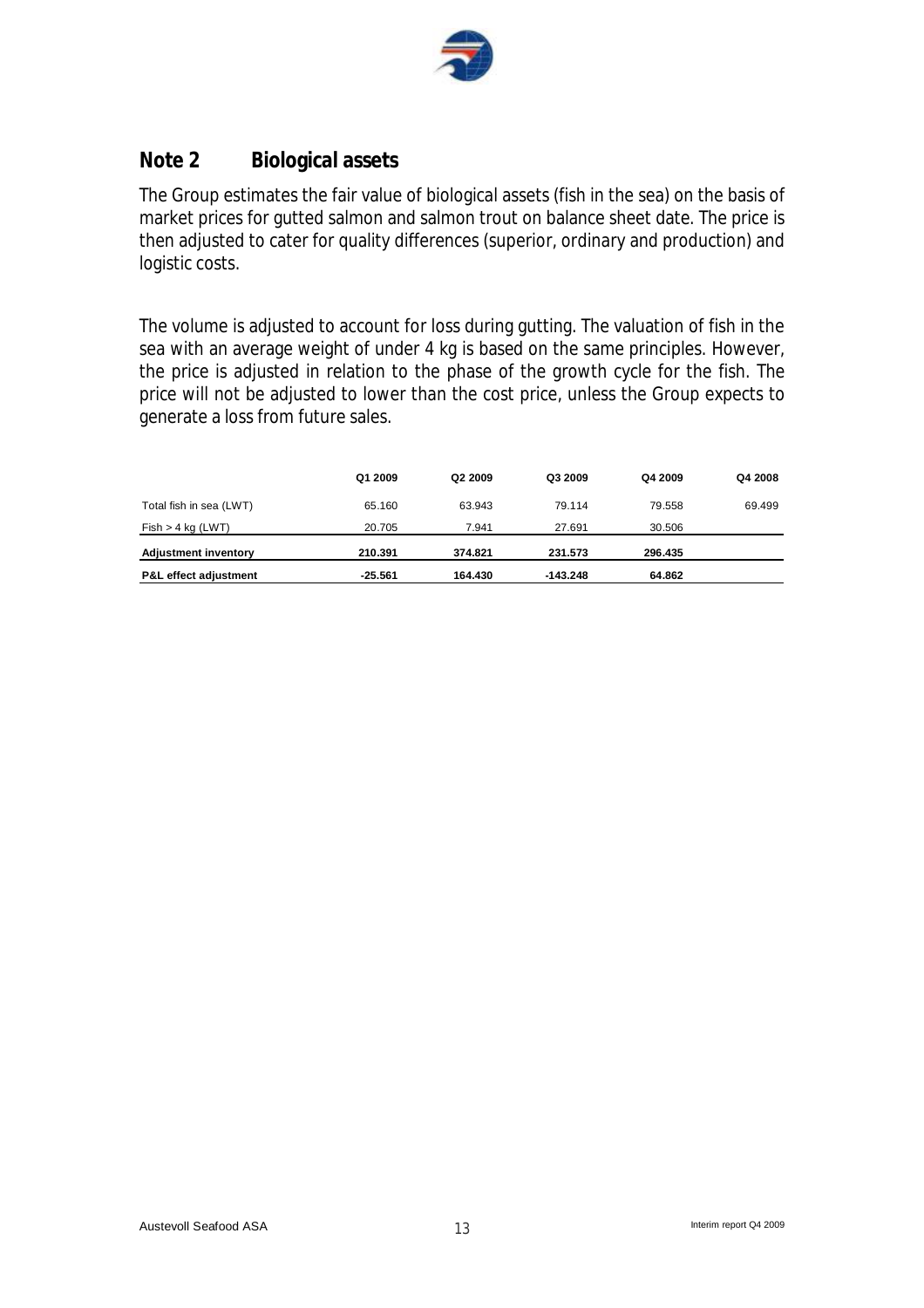## Note 2 Biological assets

The Group estimates the fair value of biological assets (fish in the sea) on the basis of market prices for gutted salmon and salmon trout on balance sheet date. The price is then adjusted to cater for quality differences (superior, ordinary and production) and logistic costs.

The volume is adjusted to account for loss during gutting. The valuation of fish in the sea with an average weight of under 4 kg is based on the same principles. However, the price is adjusted in relation to the phase of the growth cycle for the fish. The price will not be adjusted to lower than the cost price, unless the Group expects to generate a loss from future sales.

| | Q1 2009 | Q2 2009 | Q3 2009 | Q4 2009 | Q4 2008 |
|---|---|---|---|---|---|
| Total fish in sea (LWT) | 65.160 | 63.943 | 79.114 | 79.558 | 69.499 |
| Fish > 4 kg (LWT) | 20.705 | 7.941 | 27.691 | 30.506 | |
| **Adjustment inventory** | **210.391** | **374.821** | **231.573** | **296.435** | |
| **P&L effect adjustment** | **-25.561** | **164.430** | **-143.248** | **64.862** | |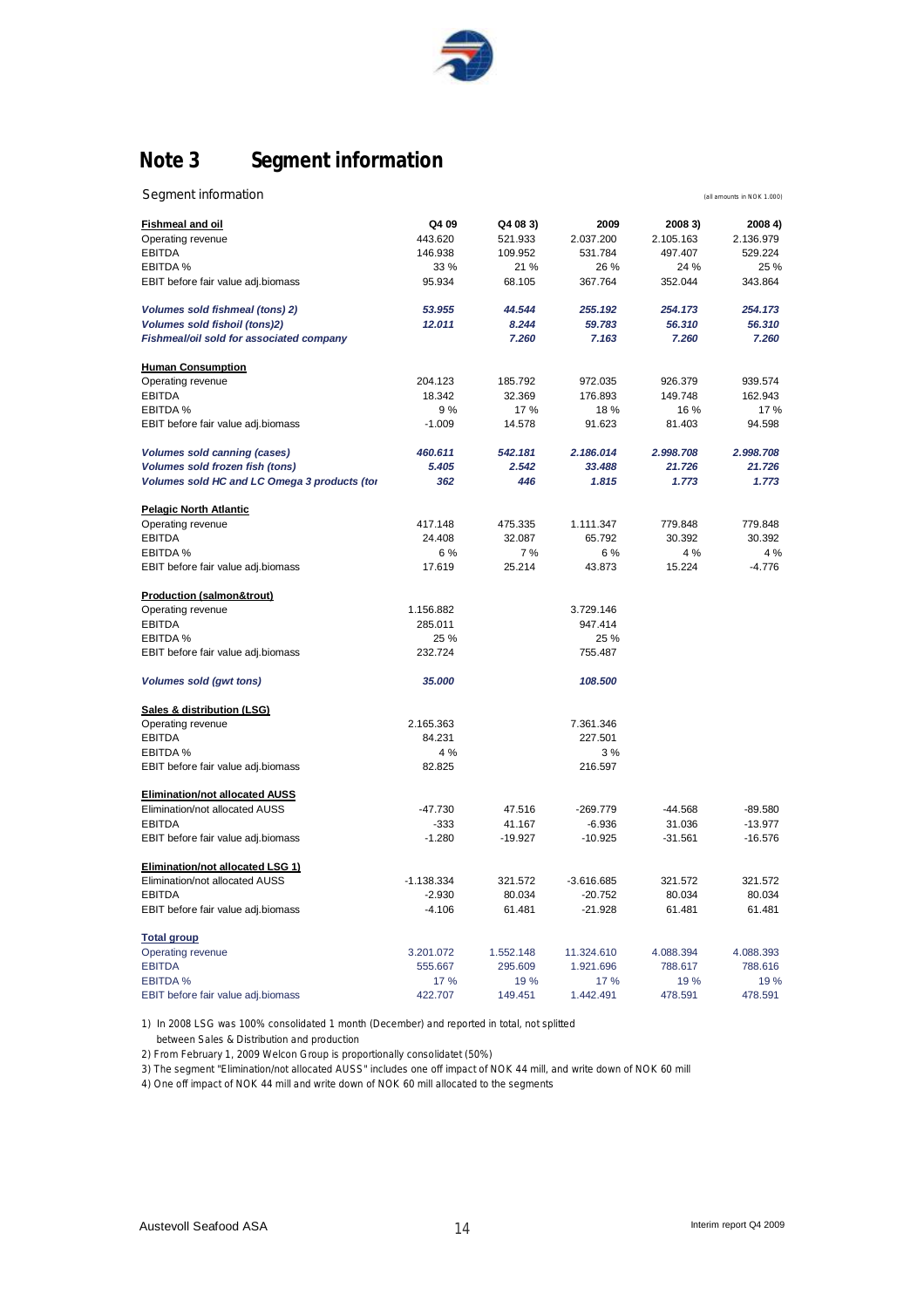# Note 3 Segment information

Segment information

(all amounts in NOK 1.000)

| **Fishmeal and oil** | Q4 09 | Q4 08 3) | 2009 | 2008 3) | 2008 4) |
|---|---|---|---|---|---|
| Operating revenue | 443.620 | 521.933 | 2.037.200 | 2.105.163 | 2.136.979 |
| EBITDA | 146.938 | 109.952 | 531.784 | 497.407 | 529.224 |
| EBITDA % | 33 % | 21 % | 26 % | 24 % | 25 % |
| EBIT before fair value adj.biomass | 95.934 | 68.105 | 367.764 | 352.044 | 343.864 |
| *Volumes sold fishmeal (tons) 2)* | *53.955* | *44.544* | *255.192* | *254.173* | *254.173* |
| *Volumes sold fishoil (tons)2)* | *12.011* | *8.244* | *59.783* | *56.310* | *56.310* |
| *Fishmeal/oil sold for associated company* | | *7.260* | *7.163* | *7.260* | *7.260* |
| **Human Consumption** | | | | | |
| Operating revenue | 204.123 | 185.792 | 972.035 | 926.379 | 939.574 |
| EBITDA | 18.342 | 32.369 | 176.893 | 149.748 | 162.943 |
| EBITDA % | 9 % | 17 % | 18 % | 16 % | 17 % |
| EBIT before fair value adj.biomass | -1.009 | 14.578 | 91.623 | 81.403 | 94.598 |
| *Volumes sold canning (cases)* | *460.611* | *542.181* | *2.186.014* | *2.998.708* | *2.998.708* |
| *Volumes sold frozen fish (tons)* | *5.405* | *2.542* | *33.488* | *21.726* | *21.726* |
| *Volumes sold HC and LC Omega 3 products (tor* | *362* | *446* | *1.815* | *1.773* | *1.773* |
| **Pelagic North Atlantic** | | | | | |
| Operating revenue | 417.148 | 475.335 | 1.111.347 | 779.848 | 779.848 |
| EBITDA | 24.408 | 32.087 | 65.792 | 30.392 | 30.392 |
| EBITDA % | 6 % | 7 % | 6 % | 4 % | 4 % |
| EBIT before fair value adj.biomass | 17.619 | 25.214 | 43.873 | 15.224 | -4.776 |
| **Production (salmon&trout)** | | | | | |
| Operating revenue | 1.156.882 | | 3.729.146 | | |
| EBITDA | 285.011 | | 947.414 | | |
| EBITDA % | 25 % | | 25 % | | |
| EBIT before fair value adj.biomass | 232.724 | | 755.487 | | |
| *Volumes sold (gwt tons)* | *35.000* | | *108.500* | | |
| **Sales & distribution (LSG)** | | | | | |
| Operating revenue | 2.165.363 | | 7.361.346 | | |
| EBITDA | 84.231 | | 227.501 | | |
| EBITDA % | 4 % | | 3 % | | |
| EBIT before fair value adj.biomass | 82.825 | | 216.597 | | |
| **Elimination/not allocated AUSS** | | | | | |
| Elimination/not allocated AUSS | -47.730 | 47.516 | -269.779 | -44.568 | -89.580 |
| EBITDA | -333 | 41.167 | -6.936 | 31.036 | -13.977 |
| EBIT before fair value adj.biomass | -1.280 | -19.927 | -10.925 | -31.561 | -16.576 |
| **Elimination/not allocated LSG 1)** | | | | | |
| Elimination/not allocated AUSS | -1.138.334 | 321.572 | -3.616.685 | 321.572 | 321.572 |
| EBITDA | -2.930 | 80.034 | -20.752 | 80.034 | 80.034 |
| EBIT before fair value adj.biomass | -4.106 | 61.481 | -21.928 | 61.481 | 61.481 |
| **Total group** | | | | | |
| Operating revenue | 3.201.072 | 1.552.148 | 11.324.610 | 4.088.394 | 4.088.393 |
| EBITDA | 555.667 | 295.609 | 1.921.696 | 788.617 | 788.616 |
| EBITDA % | 17 % | 19 % | 17 % | 19 % | 19 % |
| EBIT before fair value adj.biomass | 422.707 | 149.451 | 1.442.491 | 478.591 | 478.591 |

1) In 2008 LSG was 100% consolidated 1 month (December) and reported in total, not splitted between Sales & Distribution and production

2) From February 1, 2009 Welcon Group is proportionally consolidatet (50%)

3) The segment "Elimination/not allocated AUSS" includes one off impact of NOK 44 mill, and write down of NOK 60 mill

4) One off impact of NOK 44 mill and write down of NOK 60 mill allocated to the segments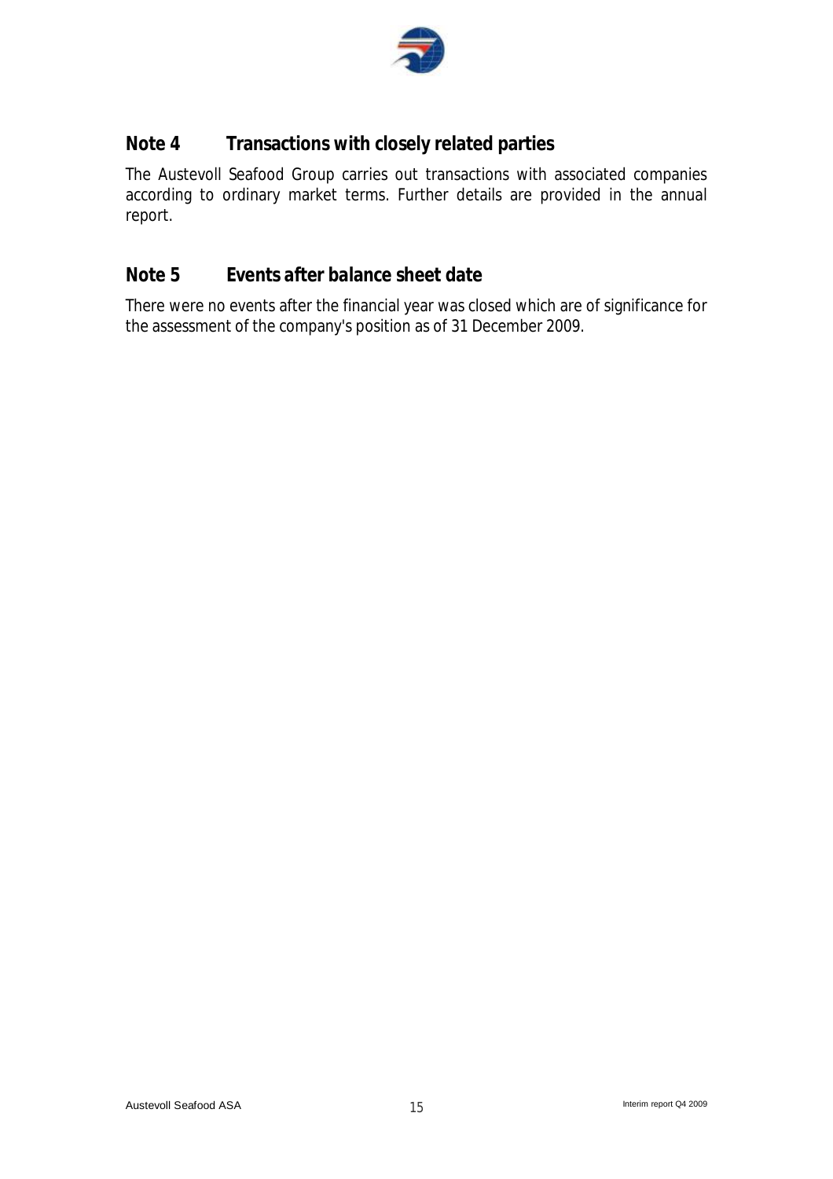## Note 4 Transactions with closely related parties

The Austevoll Seafood Group carries out transactions with associated companies according to ordinary market terms. Further details are provided in the annual report.

## Note 5 Events after balance sheet date

There were no events after the financial year was closed which are of significance for the assessment of the company's position as of 31 December 2009.